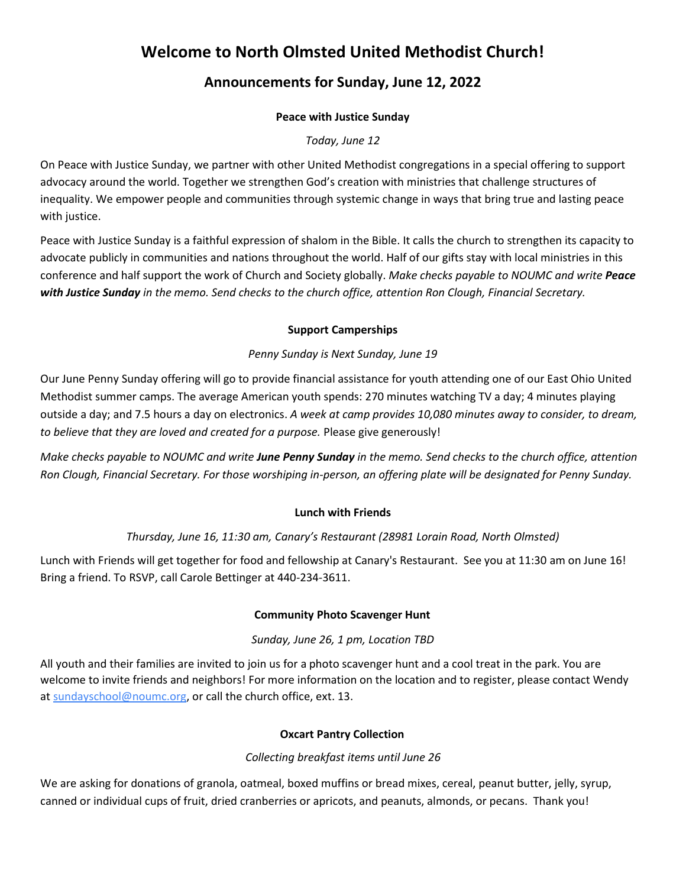# Welcome to North Olmsted United Methodist Church!

## Announcements for Sunday, June 12, 2022

### Peace with Justice Sunday

*Today, June 12*

On Peace with Justice Sunday, we partner with other United Methodist congregations in a special offering to support advocacy around the world. Together we strengthen God's creation with ministries that challenge structures of inequality. We empower people and communities through systemic change in ways that bring true and lasting peace with justice.

Peace with Justice Sunday is a faithful expression of shalom in the Bible. It calls the church to strengthen its capacity to advocate publicly in communities and nations throughout the world. Half of our gifts stay with local ministries in this conference and half support the work of Church and Society globally. *Make checks payable to NOUMC and write **Peace with Justice Sunday** in the memo. Send checks to the church office, attention Ron Clough, Financial Secretary.*

### Support Camperships

*Penny Sunday is Next Sunday, June 19*

Our June Penny Sunday offering will go to provide financial assistance for youth attending one of our East Ohio United Methodist summer camps. The average American youth spends: 270 minutes watching TV a day; 4 minutes playing outside a day; and 7.5 hours a day on electronics. *A week at camp provides 10,080 minutes away to consider, to dream, to believe that they are loved and created for a purpose.* Please give generously!

*Make checks payable to NOUMC and write **June Penny Sunday** in the memo. Send checks to the church office, attention Ron Clough, Financial Secretary. For those worshiping in-person, an offering plate will be designated for Penny Sunday.*

### Lunch with Friends

*Thursday, June 16, 11:30 am, Canary's Restaurant (28981 Lorain Road, North Olmsted)*

Lunch with Friends will get together for food and fellowship at Canary's Restaurant. See you at 11:30 am on June 16! Bring a friend. To RSVP, call Carole Bettinger at 440-234-3611.

### Community Photo Scavenger Hunt

*Sunday, June 26, 1 pm, Location TBD*

All youth and their families are invited to join us for a photo scavenger hunt and a cool treat in the park. You are welcome to invite friends and neighbors! For more information on the location and to register, please contact Wendy at sundayschool@noumc.org, or call the church office, ext. 13.

### Oxcart Pantry Collection

*Collecting breakfast items until June 26*

We are asking for donations of granola, oatmeal, boxed muffins or bread mixes, cereal, peanut butter, jelly, syrup, canned or individual cups of fruit, dried cranberries or apricots, and peanuts, almonds, or pecans. Thank you!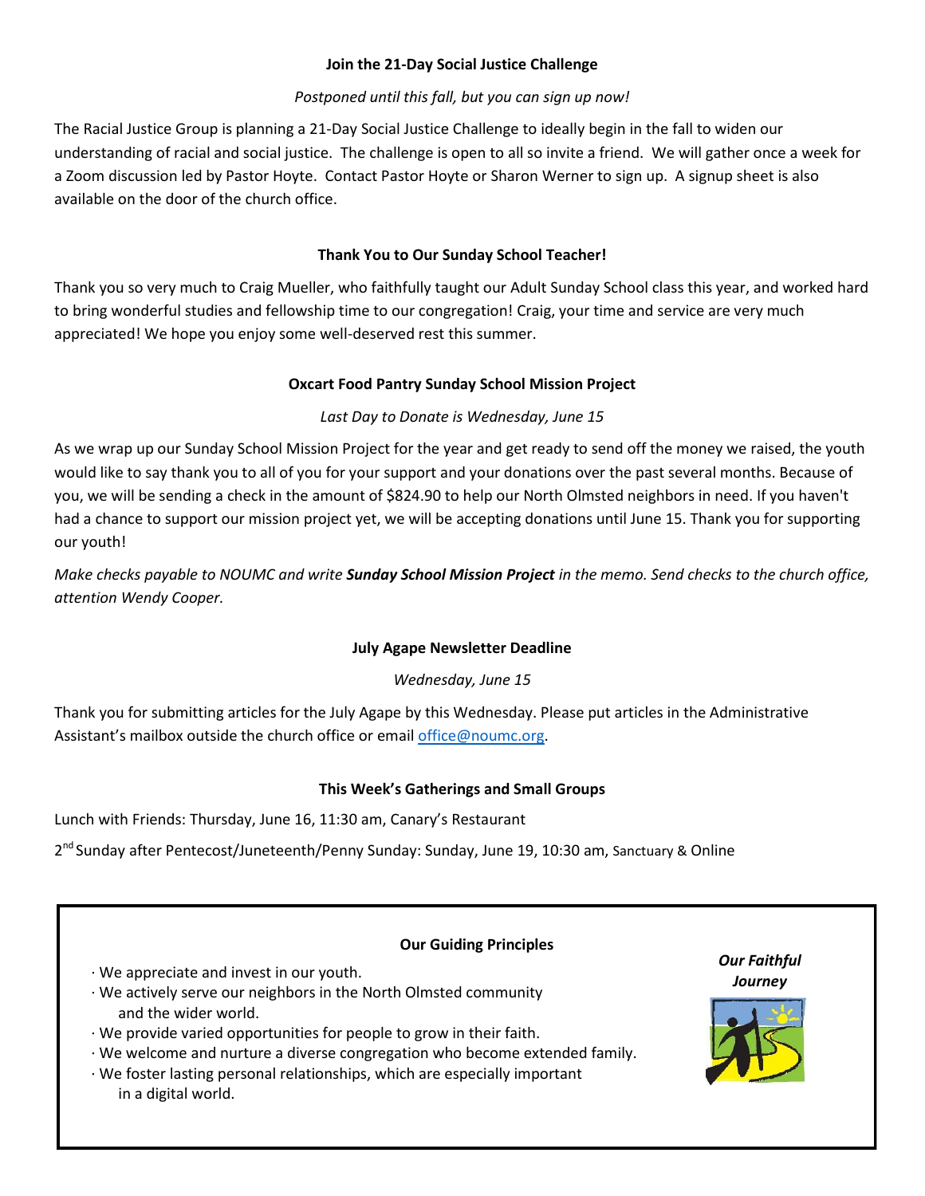### Join the 21-Day Social Justice Challenge

*Postponed until this fall, but you can sign up now!*

The Racial Justice Group is planning a 21-Day Social Justice Challenge to ideally begin in the fall to widen our understanding of racial and social justice. The challenge is open to all so invite a friend. We will gather once a week for a Zoom discussion led by Pastor Hoyte. Contact Pastor Hoyte or Sharon Werner to sign up. A signup sheet is also available on the door of the church office.

### Thank You to Our Sunday School Teacher!

Thank you so very much to Craig Mueller, who faithfully taught our Adult Sunday School class this year, and worked hard to bring wonderful studies and fellowship time to our congregation! Craig, your time and service are very much appreciated! We hope you enjoy some well-deserved rest this summer.

### Oxcart Food Pantry Sunday School Mission Project

*Last Day to Donate is Wednesday, June 15*

As we wrap up our Sunday School Mission Project for the year and get ready to send off the money we raised, the youth would like to say thank you to all of you for your support and your donations over the past several months. Because of you, we will be sending a check in the amount of $824.90 to help our North Olmsted neighbors in need. If you haven't had a chance to support our mission project yet, we will be accepting donations until June 15. Thank you for supporting our youth!

*Make checks payable to NOUMC and write* ***Sunday School Mission Project*** *in the memo. Send checks to the church office, attention Wendy Cooper.*

### July Agape Newsletter Deadline

*Wednesday, June 15*

Thank you for submitting articles for the July Agape by this Wednesday. Please put articles in the Administrative Assistant's mailbox outside the church office or email office@noumc.org.

### This Week's Gatherings and Small Groups

Lunch with Friends: Thursday, June 16, 11:30 am, Canary's Restaurant

2nd Sunday after Pentecost/Juneteenth/Penny Sunday: Sunday, June 19, 10:30 am, Sanctuary & Online

### Our Guiding Principles

- We appreciate and invest in our youth.
- We actively serve our neighbors in the North Olmsted community and the wider world.
- We provide varied opportunities for people to grow in their faith.
- We welcome and nurture a diverse congregation who become extended family.
- We foster lasting personal relationships, which are especially important in a digital world.

***Our Faithful Journey***